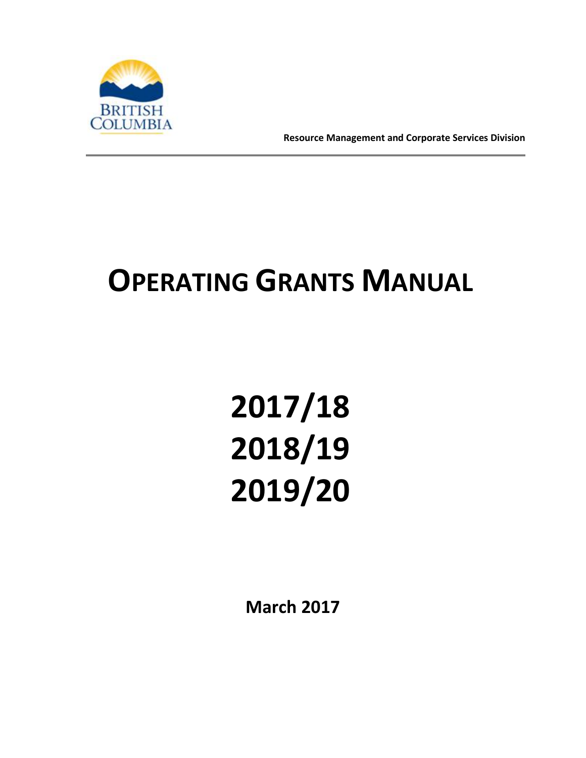BRITISH COLUMBIA

**Resource Management and Corporate Services Division**

# OPERATING GRANTS MANUAL

# 2017/18
# 2018/19
# 2019/20

**March 2017**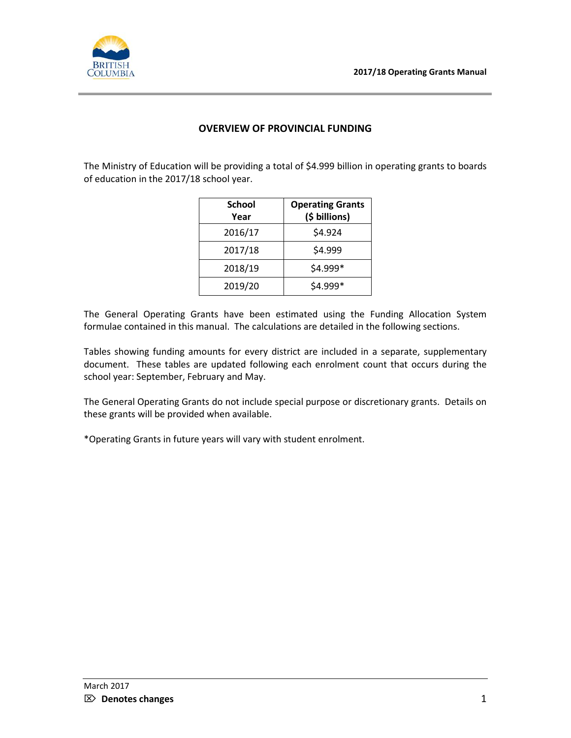## OVERVIEW OF PROVINCIAL FUNDING

The Ministry of Education will be providing a total of $4.999 billion in operating grants to boards of education in the 2017/18 school year.

| School Year | Operating Grants ($ billions) |
|---|---|
| 2016/17 | $4.924 |
| 2017/18 | $4.999 |
| 2018/19 | $4.999* |
| 2019/20 | $4.999* |

The General Operating Grants have been estimated using the Funding Allocation System formulae contained in this manual. The calculations are detailed in the following sections.

Tables showing funding amounts for every district are included in a separate, supplementary document. These tables are updated following each enrolment count that occurs during the school year: September, February and May.

The General Operating Grants do not include special purpose or discretionary grants. Details on these grants will be provided when available.

*Operating Grants in future years will vary with student enrolment.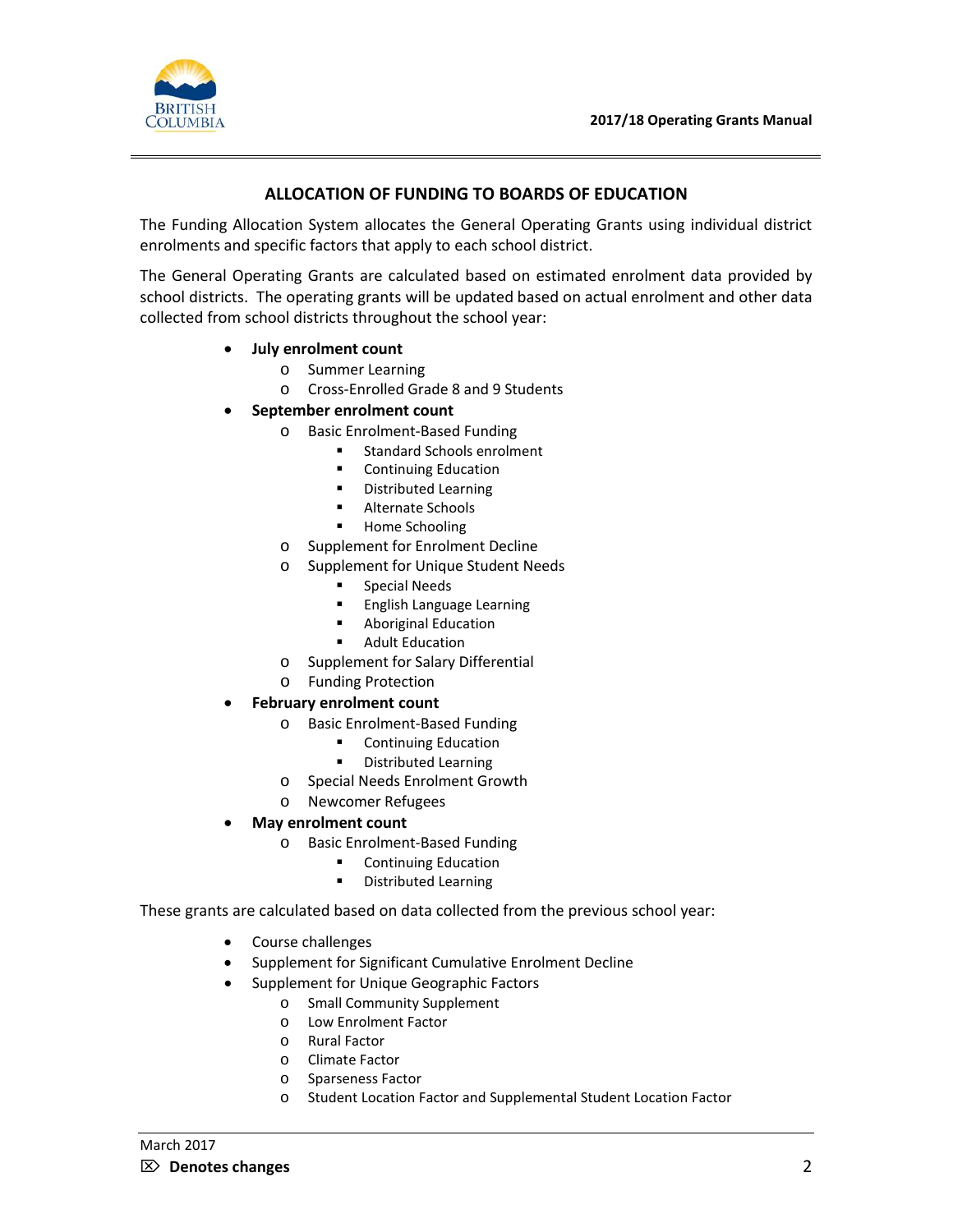## ALLOCATION OF FUNDING TO BOARDS OF EDUCATION

The Funding Allocation System allocates the General Operating Grants using individual district enrolments and specific factors that apply to each school district.

The General Operating Grants are calculated based on estimated enrolment data provided by school districts. The operating grants will be updated based on actual enrolment and other data collected from school districts throughout the school year:

- **July enrolment count**
  - Summer Learning
  - Cross-Enrolled Grade 8 and 9 Students
- **September enrolment count**
  - Basic Enrolment-Based Funding
    - Standard Schools enrolment
    - Continuing Education
    - Distributed Learning
    - Alternate Schools
    - Home Schooling
  - Supplement for Enrolment Decline
  - Supplement for Unique Student Needs
    - Special Needs
    - English Language Learning
    - Aboriginal Education
    - Adult Education
  - Supplement for Salary Differential
  - Funding Protection
- **February enrolment count**
  - Basic Enrolment-Based Funding
    - Continuing Education
    - Distributed Learning
  - Special Needs Enrolment Growth
  - Newcomer Refugees
- **May enrolment count**
  - Basic Enrolment-Based Funding
    - Continuing Education
    - Distributed Learning

These grants are calculated based on data collected from the previous school year:

- Course challenges
- Supplement for Significant Cumulative Enrolment Decline
- Supplement for Unique Geographic Factors
  - Small Community Supplement
  - Low Enrolment Factor
  - Rural Factor
  - Climate Factor
  - Sparseness Factor
  - Student Location Factor and Supplemental Student Location Factor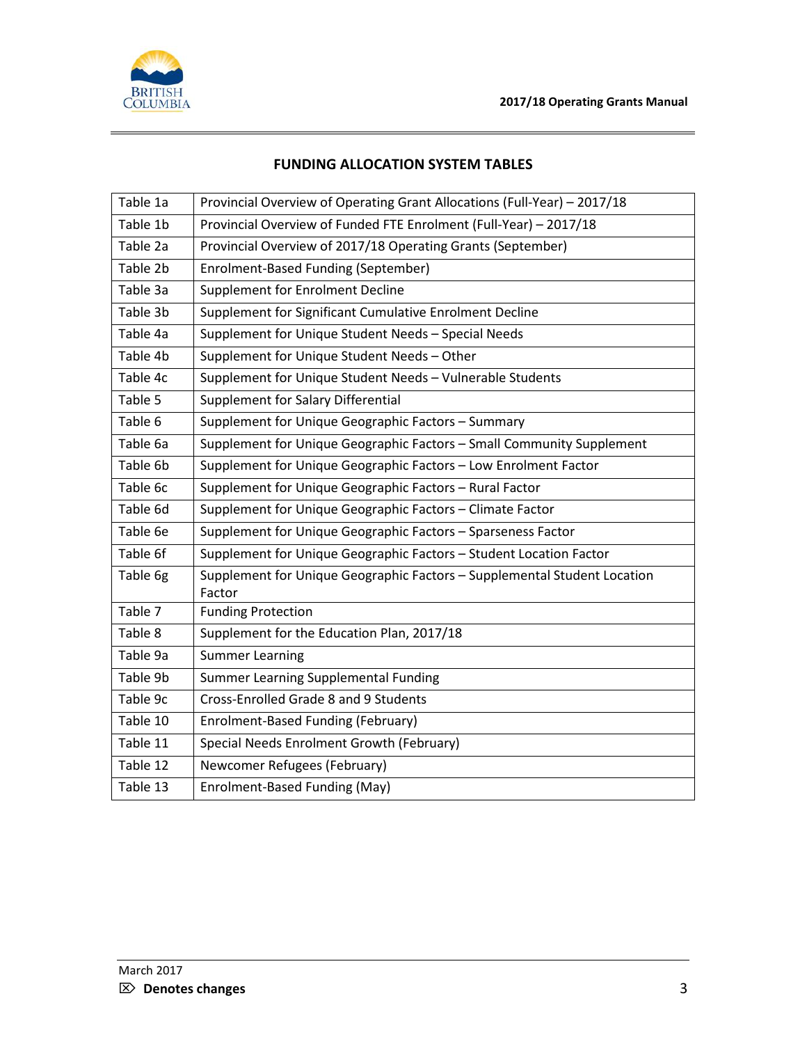## FUNDING ALLOCATION SYSTEM TABLES

| | |
|---|---|
| Table 1a | Provincial Overview of Operating Grant Allocations (Full-Year) – 2017/18 |
| Table 1b | Provincial Overview of Funded FTE Enrolment (Full-Year) – 2017/18 |
| Table 2a | Provincial Overview of 2017/18 Operating Grants (September) |
| Table 2b | Enrolment-Based Funding (September) |
| Table 3a | Supplement for Enrolment Decline |
| Table 3b | Supplement for Significant Cumulative Enrolment Decline |
| Table 4a | Supplement for Unique Student Needs – Special Needs |
| Table 4b | Supplement for Unique Student Needs – Other |
| Table 4c | Supplement for Unique Student Needs – Vulnerable Students |
| Table 5 | Supplement for Salary Differential |
| Table 6 | Supplement for Unique Geographic Factors – Summary |
| Table 6a | Supplement for Unique Geographic Factors – Small Community Supplement |
| Table 6b | Supplement for Unique Geographic Factors – Low Enrolment Factor |
| Table 6c | Supplement for Unique Geographic Factors – Rural Factor |
| Table 6d | Supplement for Unique Geographic Factors – Climate Factor |
| Table 6e | Supplement for Unique Geographic Factors – Sparseness Factor |
| Table 6f | Supplement for Unique Geographic Factors – Student Location Factor |
| Table 6g | Supplement for Unique Geographic Factors – Supplemental Student Location Factor |
| Table 7 | Funding Protection |
| Table 8 | Supplement for the Education Plan, 2017/18 |
| Table 9a | Summer Learning |
| Table 9b | Summer Learning Supplemental Funding |
| Table 9c | Cross-Enrolled Grade 8 and 9 Students |
| Table 10 | Enrolment-Based Funding (February) |
| Table 11 | Special Needs Enrolment Growth (February) |
| Table 12 | Newcomer Refugees (February) |
| Table 13 | Enrolment-Based Funding (May) |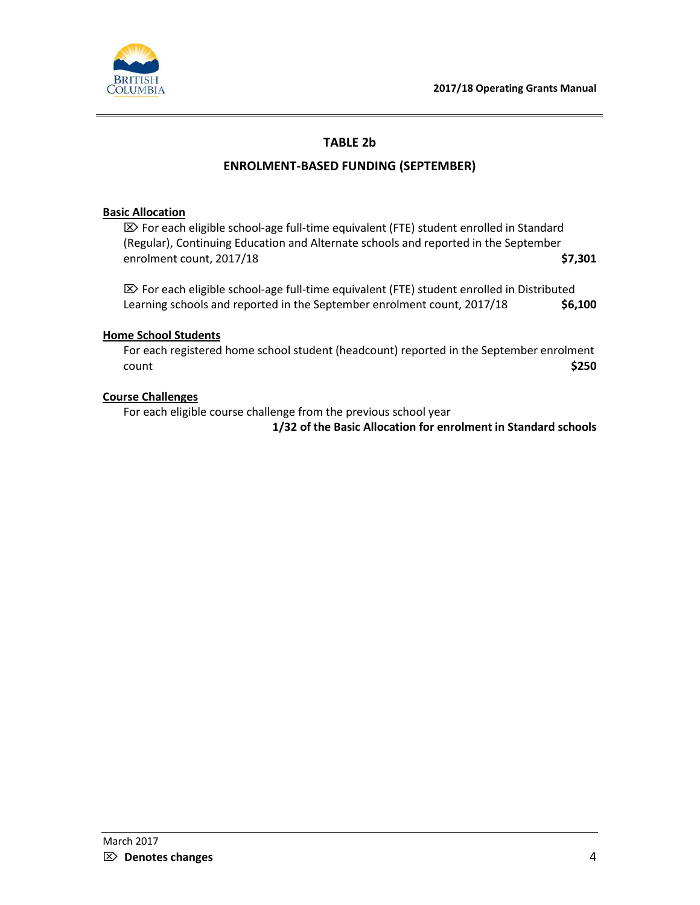## TABLE 2b

## ENROLMENT-BASED FUNDING (SEPTEMBER)

**Basic Allocation**

⌦ For each eligible school-age full-time equivalent (FTE) student enrolled in Standard (Regular), Continuing Education and Alternate schools and reported in the September enrolment count, 2017/18 **$7,301**

⌦ For each eligible school-age full-time equivalent (FTE) student enrolled in Distributed Learning schools and reported in the September enrolment count, 2017/18 **$6,100**

**Home School Students**

For each registered home school student (headcount) reported in the September enrolment count **$250**

**Course Challenges**

For each eligible course challenge from the previous school year
**1/32 of the Basic Allocation for enrolment in Standard schools**

March 2017

⌦ **Denotes changes**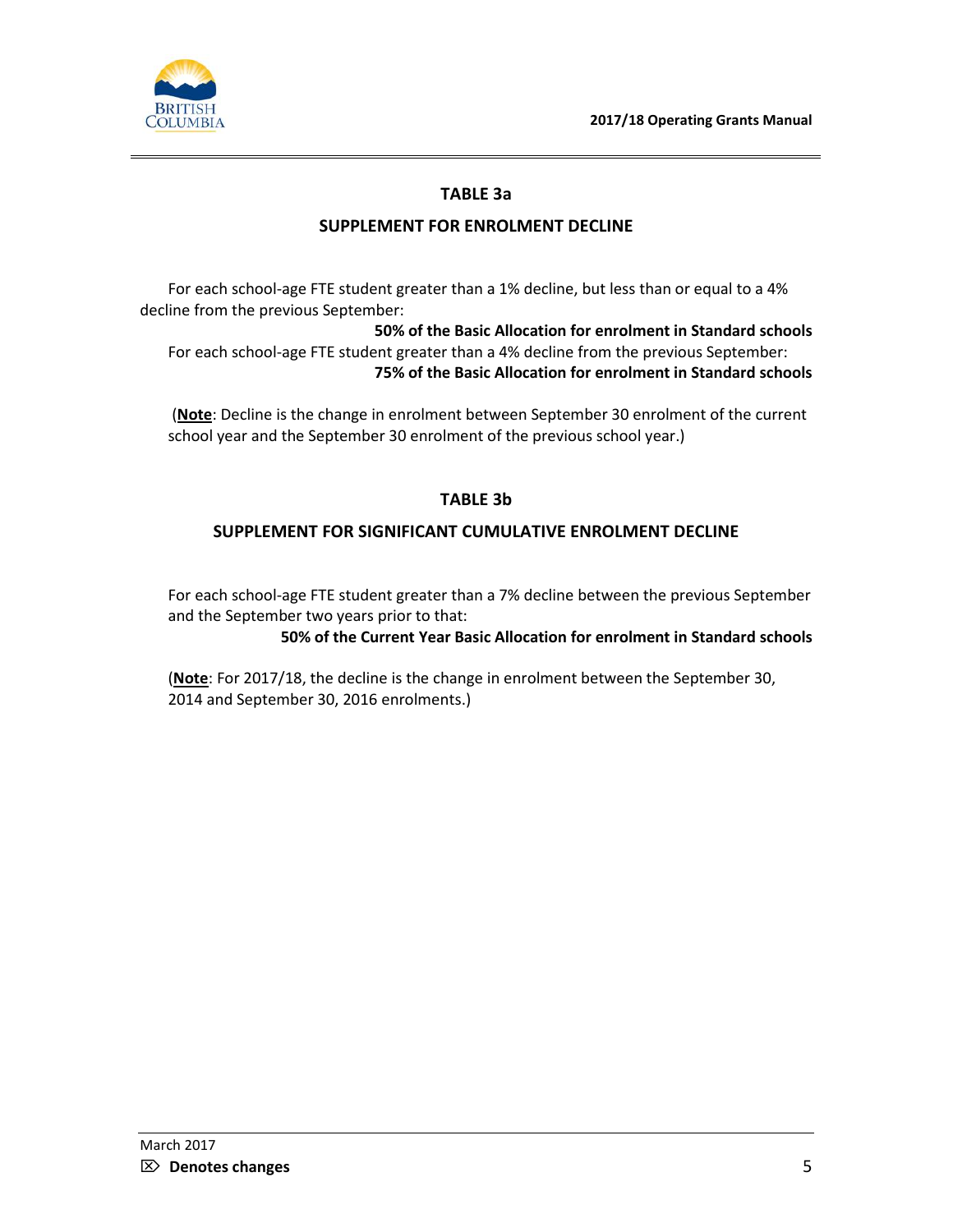## TABLE 3a

## SUPPLEMENT FOR ENROLMENT DECLINE

For each school-age FTE student greater than a 1% decline, but less than or equal to a 4% decline from the previous September:

**50% of the Basic Allocation for enrolment in Standard schools**

For each school-age FTE student greater than a 4% decline from the previous September:

**75% of the Basic Allocation for enrolment in Standard schools**

(**Note**: Decline is the change in enrolment between September 30 enrolment of the current school year and the September 30 enrolment of the previous school year.)

## TABLE 3b

## SUPPLEMENT FOR SIGNIFICANT CUMULATIVE ENROLMENT DECLINE

For each school-age FTE student greater than a 7% decline between the previous September and the September two years prior to that:

**50% of the Current Year Basic Allocation for enrolment in Standard schools**

(**Note**: For 2017/18, the decline is the change in enrolment between the September 30, 2014 and September 30, 2016 enrolments.)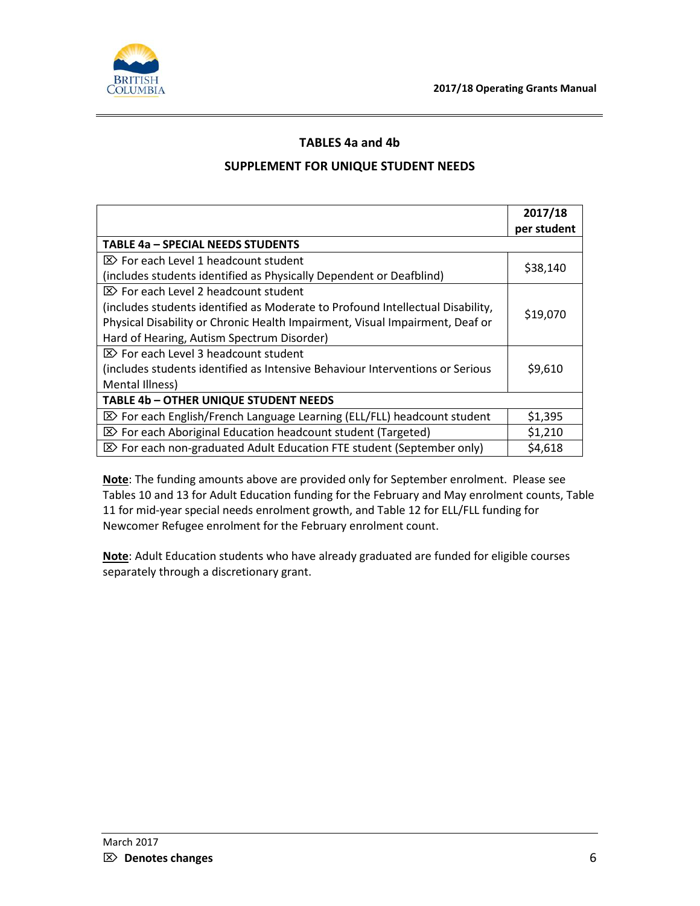## TABLES 4a and 4b

## SUPPLEMENT FOR UNIQUE STUDENT NEEDS

| | 2017/18 per student |
|---|---|
| **TABLE 4a – SPECIAL NEEDS STUDENTS** | |
| ⌦ For each Level 1 headcount student (includes students identified as Physically Dependent or Deafblind) | $38,140 |
| ⌦ For each Level 2 headcount student (includes students identified as Moderate to Profound Intellectual Disability, Physical Disability or Chronic Health Impairment, Visual Impairment, Deaf or Hard of Hearing, Autism Spectrum Disorder) | $19,070 |
| ⌦ For each Level 3 headcount student (includes students identified as Intensive Behaviour Interventions or Serious Mental Illness) | $9,610 |
| **TABLE 4b – OTHER UNIQUE STUDENT NEEDS** | |
| ⌦ For each English/French Language Learning (ELL/FLL) headcount student | $1,395 |
| ⌦ For each Aboriginal Education headcount student (Targeted) | $1,210 |
| ⌦ For each non-graduated Adult Education FTE student (September only) | $4,618 |

**Note**: The funding amounts above are provided only for September enrolment. Please see Tables 10 and 13 for Adult Education funding for the February and May enrolment counts, Table 11 for mid-year special needs enrolment growth, and Table 12 for ELL/FLL funding for Newcomer Refugee enrolment for the February enrolment count.

**Note**: Adult Education students who have already graduated are funded for eligible courses separately through a discretionary grant.

March 2017

⌦ **Denotes changes**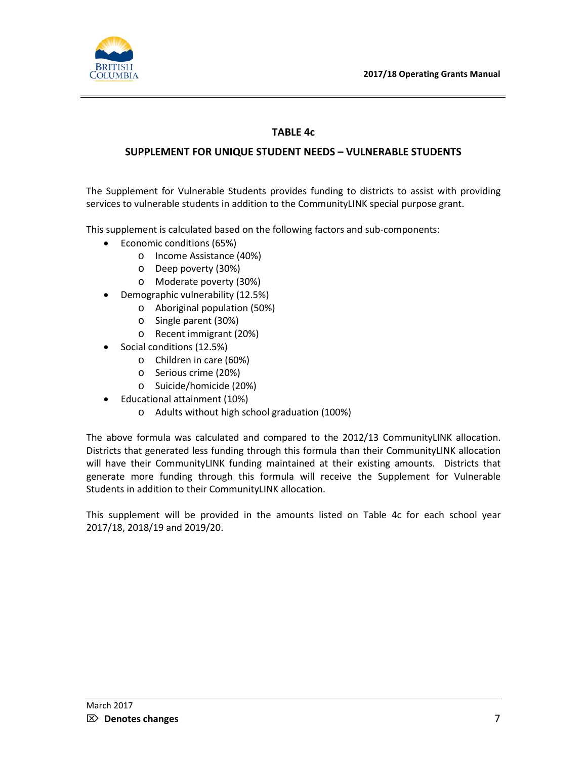## TABLE 4c

## SUPPLEMENT FOR UNIQUE STUDENT NEEDS – VULNERABLE STUDENTS

The Supplement for Vulnerable Students provides funding to districts to assist with providing services to vulnerable students in addition to the CommunityLINK special purpose grant.

This supplement is calculated based on the following factors and sub-components:

- Economic conditions (65%)
  - Income Assistance (40%)
  - Deep poverty (30%)
  - Moderate poverty (30%)
- Demographic vulnerability (12.5%)
  - Aboriginal population (50%)
  - Single parent (30%)
  - Recent immigrant (20%)
- Social conditions (12.5%)
  - Children in care (60%)
  - Serious crime (20%)
  - Suicide/homicide (20%)
- Educational attainment (10%)
  - Adults without high school graduation (100%)

The above formula was calculated and compared to the 2012/13 CommunityLINK allocation. Districts that generated less funding through this formula than their CommunityLINK allocation will have their CommunityLINK funding maintained at their existing amounts. Districts that generate more funding through this formula will receive the Supplement for Vulnerable Students in addition to their CommunityLINK allocation.

This supplement will be provided in the amounts listed on Table 4c for each school year 2017/18, 2018/19 and 2019/20.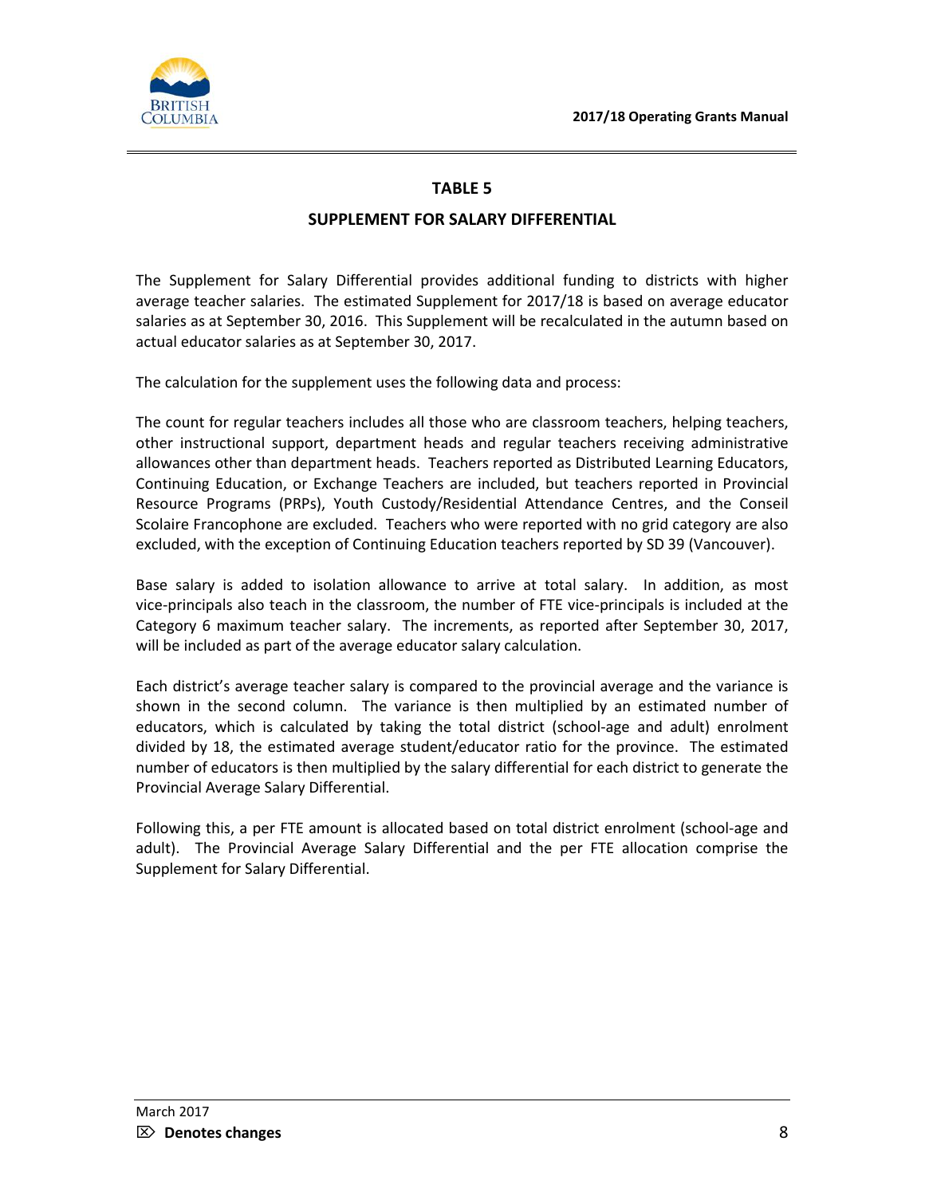## TABLE 5

### SUPPLEMENT FOR SALARY DIFFERENTIAL

The Supplement for Salary Differential provides additional funding to districts with higher average teacher salaries. The estimated Supplement for 2017/18 is based on average educator salaries as at September 30, 2016. This Supplement will be recalculated in the autumn based on actual educator salaries as at September 30, 2017.

The calculation for the supplement uses the following data and process:

The count for regular teachers includes all those who are classroom teachers, helping teachers, other instructional support, department heads and regular teachers receiving administrative allowances other than department heads. Teachers reported as Distributed Learning Educators, Continuing Education, or Exchange Teachers are included, but teachers reported in Provincial Resource Programs (PRPs), Youth Custody/Residential Attendance Centres, and the Conseil Scolaire Francophone are excluded. Teachers who were reported with no grid category are also excluded, with the exception of Continuing Education teachers reported by SD 39 (Vancouver).

Base salary is added to isolation allowance to arrive at total salary. In addition, as most vice-principals also teach in the classroom, the number of FTE vice-principals is included at the Category 6 maximum teacher salary. The increments, as reported after September 30, 2017, will be included as part of the average educator salary calculation.

Each district's average teacher salary is compared to the provincial average and the variance is shown in the second column. The variance is then multiplied by an estimated number of educators, which is calculated by taking the total district (school-age and adult) enrolment divided by 18, the estimated average student/educator ratio for the province. The estimated number of educators is then multiplied by the salary differential for each district to generate the Provincial Average Salary Differential.

Following this, a per FTE amount is allocated based on total district enrolment (school-age and adult). The Provincial Average Salary Differential and the per FTE allocation comprise the Supplement for Salary Differential.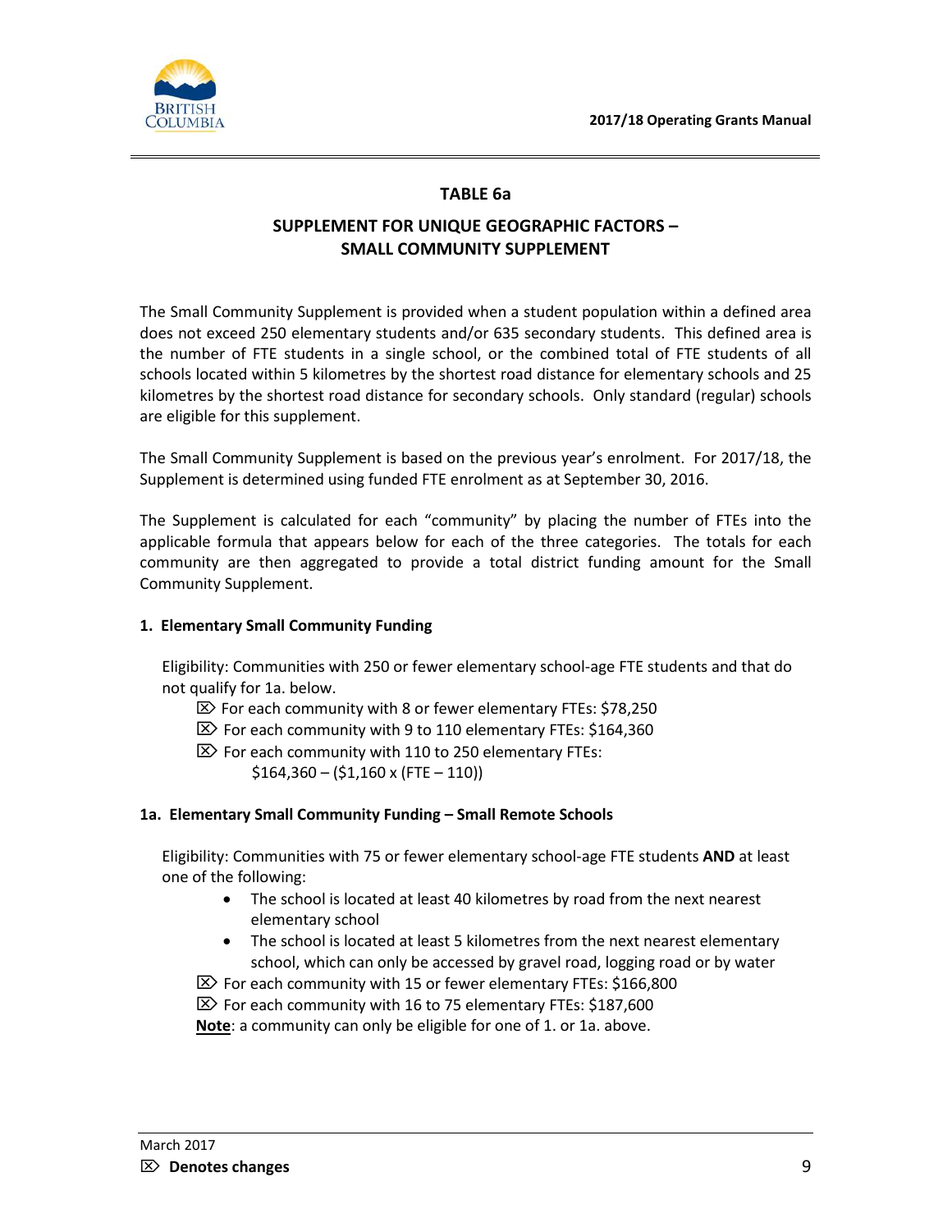## TABLE 6a

## SUPPLEMENT FOR UNIQUE GEOGRAPHIC FACTORS – SMALL COMMUNITY SUPPLEMENT

The Small Community Supplement is provided when a student population within a defined area does not exceed 250 elementary students and/or 635 secondary students. This defined area is the number of FTE students in a single school, or the combined total of FTE students of all schools located within 5 kilometres by the shortest road distance for elementary schools and 25 kilometres by the shortest road distance for secondary schools. Only standard (regular) schools are eligible for this supplement.

The Small Community Supplement is based on the previous year's enrolment. For 2017/18, the Supplement is determined using funded FTE enrolment as at September 30, 2016.

The Supplement is calculated for each "community" by placing the number of FTEs into the applicable formula that appears below for each of the three categories. The totals for each community are then aggregated to provide a total district funding amount for the Small Community Supplement.

**1. Elementary Small Community Funding**

Eligibility: Communities with 250 or fewer elementary school-age FTE students and that do not qualify for 1a. below.

- ⌦ For each community with 8 or fewer elementary FTEs: $78,250
- ⌦ For each community with 9 to 110 elementary FTEs: $164,360
- ⌦ For each community with 110 to 250 elementary FTEs:
  $164,360 – ($1,160 x (FTE – 110))

**1a. Elementary Small Community Funding – Small Remote Schools**

Eligibility: Communities with 75 or fewer elementary school-age FTE students **AND** at least one of the following:

- The school is located at least 40 kilometres by road from the next nearest elementary school
- The school is located at least 5 kilometres from the next nearest elementary school, which can only be accessed by gravel road, logging road or by water

- ⌦ For each community with 15 or fewer elementary FTEs: $166,800
- ⌦ For each community with 16 to 75 elementary FTEs: $187,600

**Note**: a community can only be eligible for one of 1. or 1a. above.

⌦ **Denotes changes**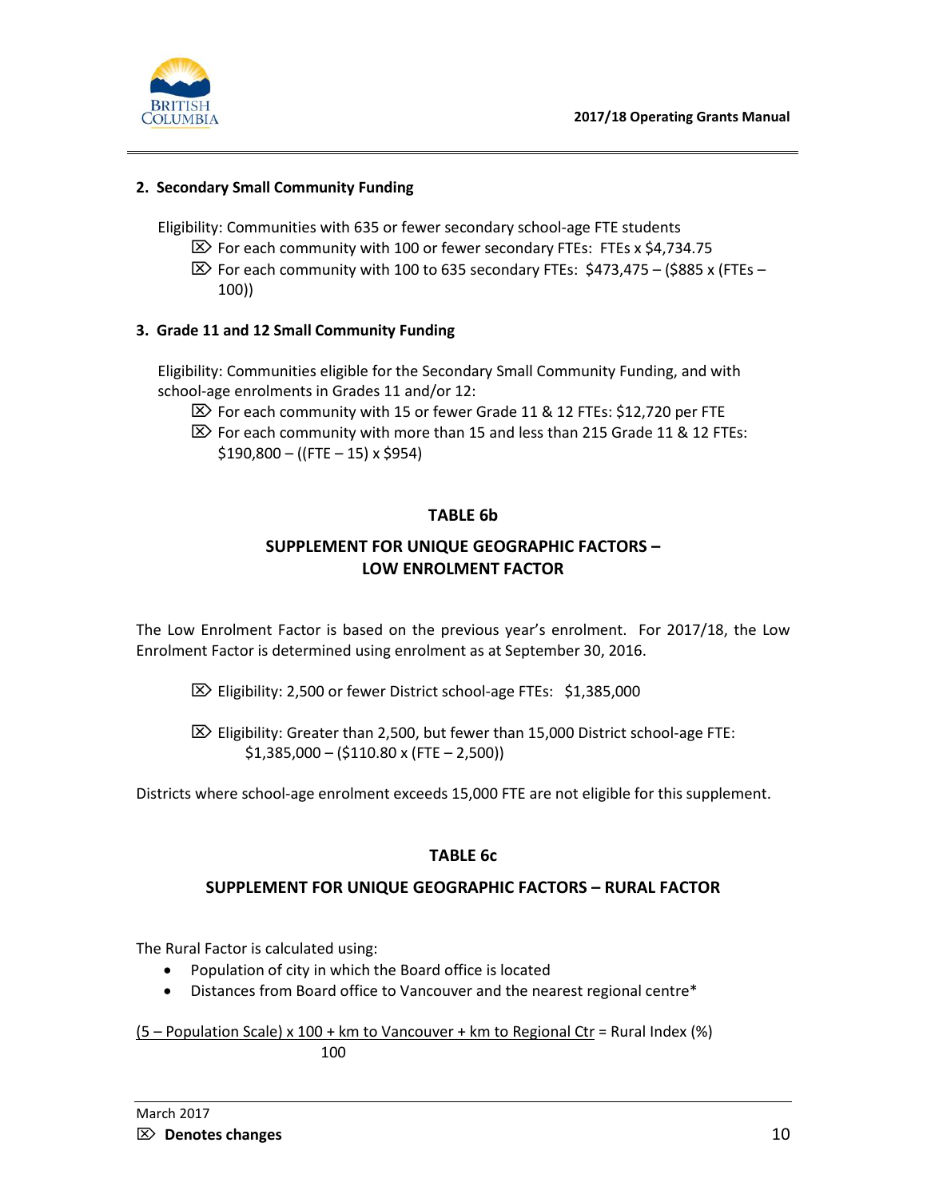### 2. Secondary Small Community Funding

Eligibility: Communities with 635 or fewer secondary school-age FTE students

- ⌦ For each community with 100 or fewer secondary FTEs: FTEs x $4,734.75
- ⌦ For each community with 100 to 635 secondary FTEs: $473,475 – ($885 x (FTEs – 100))

### 3. Grade 11 and 12 Small Community Funding

Eligibility: Communities eligible for the Secondary Small Community Funding, and with school-age enrolments in Grades 11 and/or 12:

- ⌦ For each community with 15 or fewer Grade 11 & 12 FTEs: $12,720 per FTE
- ⌦ For each community with more than 15 and less than 215 Grade 11 & 12 FTEs: $190,800 – ((FTE – 15) x $954)

## TABLE 6b

## SUPPLEMENT FOR UNIQUE GEOGRAPHIC FACTORS – LOW ENROLMENT FACTOR

The Low Enrolment Factor is based on the previous year's enrolment. For 2017/18, the Low Enrolment Factor is determined using enrolment as at September 30, 2016.

- ⌦ Eligibility: 2,500 or fewer District school-age FTEs: $1,385,000
- ⌦ Eligibility: Greater than 2,500, but fewer than 15,000 District school-age FTE: $1,385,000 – ($110.80 x (FTE – 2,500))

Districts where school-age enrolment exceeds 15,000 FTE are not eligible for this supplement.

## TABLE 6c

## SUPPLEMENT FOR UNIQUE GEOGRAPHIC FACTORS – RURAL FACTOR

The Rural Factor is calculated using:

- Population of city in which the Board office is located
- Distances from Board office to Vancouver and the nearest regional centre*

$$\frac{(5 - \text{Population Scale}) \times 100 + \text{km to Vancouver} + \text{km to Regional Ctr}}{100} = \text{Rural Index (\%)}$$

March 2017

⌦ **Denotes changes**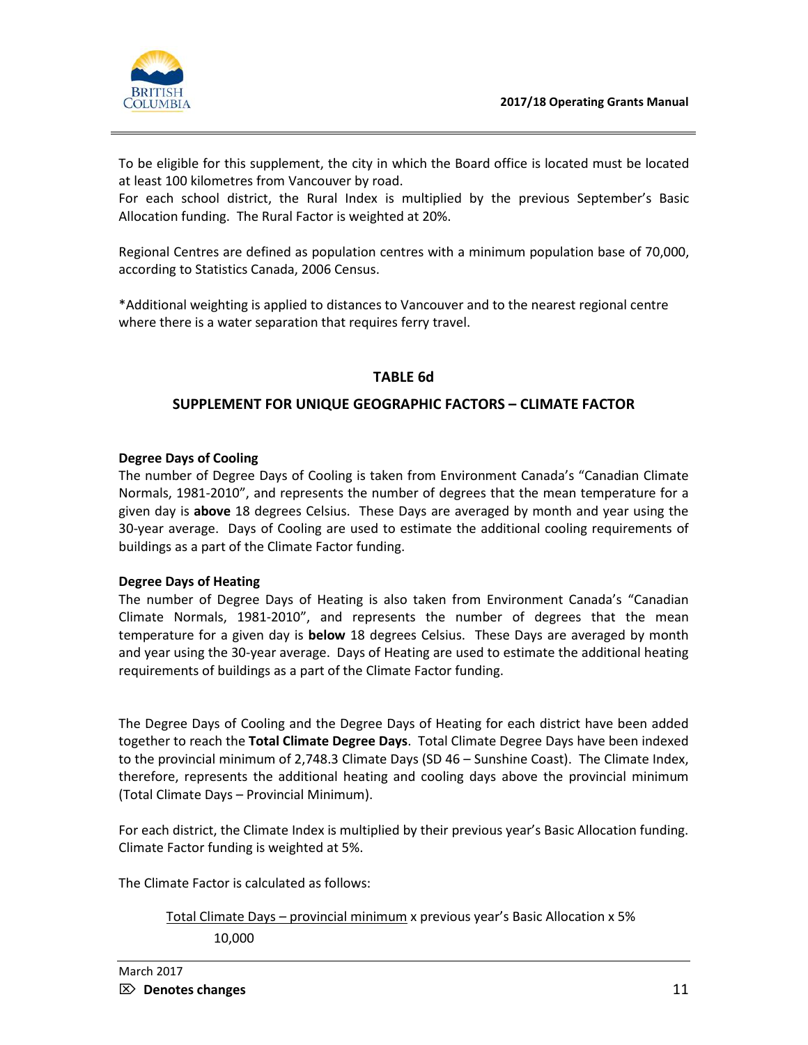To be eligible for this supplement, the city in which the Board office is located must be located at least 100 kilometres from Vancouver by road.
For each school district, the Rural Index is multiplied by the previous September's Basic Allocation funding. The Rural Factor is weighted at 20%.

Regional Centres are defined as population centres with a minimum population base of 70,000, according to Statistics Canada, 2006 Census.

*Additional weighting is applied to distances to Vancouver and to the nearest regional centre where there is a water separation that requires ferry travel.

## TABLE 6d

## SUPPLEMENT FOR UNIQUE GEOGRAPHIC FACTORS – CLIMATE FACTOR

**Degree Days of Cooling**
The number of Degree Days of Cooling is taken from Environment Canada's "Canadian Climate Normals, 1981-2010", and represents the number of degrees that the mean temperature for a given day is **above** 18 degrees Celsius. These Days are averaged by month and year using the 30-year average. Days of Cooling are used to estimate the additional cooling requirements of buildings as a part of the Climate Factor funding.

**Degree Days of Heating**
The number of Degree Days of Heating is also taken from Environment Canada's "Canadian Climate Normals, 1981-2010", and represents the number of degrees that the mean temperature for a given day is **below** 18 degrees Celsius. These Days are averaged by month and year using the 30-year average. Days of Heating are used to estimate the additional heating requirements of buildings as a part of the Climate Factor funding.

The Degree Days of Cooling and the Degree Days of Heating for each district have been added together to reach the **Total Climate Degree Days**. Total Climate Degree Days have been indexed to the provincial minimum of 2,748.3 Climate Days (SD 46 – Sunshine Coast). The Climate Index, therefore, represents the additional heating and cooling days above the provincial minimum (Total Climate Days – Provincial Minimum).

For each district, the Climate Index is multiplied by their previous year's Basic Allocation funding. Climate Factor funding is weighted at 5%.

The Climate Factor is calculated as follows:

$$\frac{\text{Total Climate Days} - \text{provincial minimum}}{10{,}000} \times \text{previous year's Basic Allocation} \times 5\%$$

March 2017
⌦ **Denotes changes**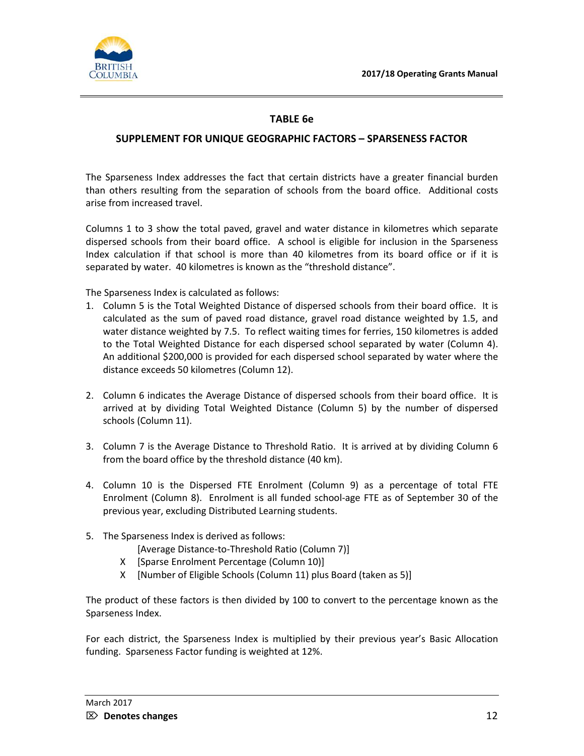## TABLE 6e

## SUPPLEMENT FOR UNIQUE GEOGRAPHIC FACTORS – SPARSENESS FACTOR

The Sparseness Index addresses the fact that certain districts have a greater financial burden than others resulting from the separation of schools from the board office. Additional costs arise from increased travel.

Columns 1 to 3 show the total paved, gravel and water distance in kilometres which separate dispersed schools from their board office. A school is eligible for inclusion in the Sparseness Index calculation if that school is more than 40 kilometres from its board office or if it is separated by water. 40 kilometres is known as the "threshold distance".

The Sparseness Index is calculated as follows:

1. Column 5 is the Total Weighted Distance of dispersed schools from their board office. It is calculated as the sum of paved road distance, gravel road distance weighted by 1.5, and water distance weighted by 7.5. To reflect waiting times for ferries, 150 kilometres is added to the Total Weighted Distance for each dispersed school separated by water (Column 4). An additional $200,000 is provided for each dispersed school separated by water where the distance exceeds 50 kilometres (Column 12).

2. Column 6 indicates the Average Distance of dispersed schools from their board office. It is arrived at by dividing Total Weighted Distance (Column 5) by the number of dispersed schools (Column 11).

3. Column 7 is the Average Distance to Threshold Ratio. It is arrived at by dividing Column 6 from the board office by the threshold distance (40 km).

4. Column 10 is the Dispersed FTE Enrolment (Column 9) as a percentage of total FTE Enrolment (Column 8). Enrolment is all funded school-age FTE as of September 30 of the previous year, excluding Distributed Learning students.

5. The Sparseness Index is derived as follows:
   - [Average Distance-to-Threshold Ratio (Column 7)]
   - X [Sparse Enrolment Percentage (Column 10)]
   - X [Number of Eligible Schools (Column 11) plus Board (taken as 5)]

The product of these factors is then divided by 100 to convert to the percentage known as the Sparseness Index.

For each district, the Sparseness Index is multiplied by their previous year's Basic Allocation funding. Sparseness Factor funding is weighted at 12%.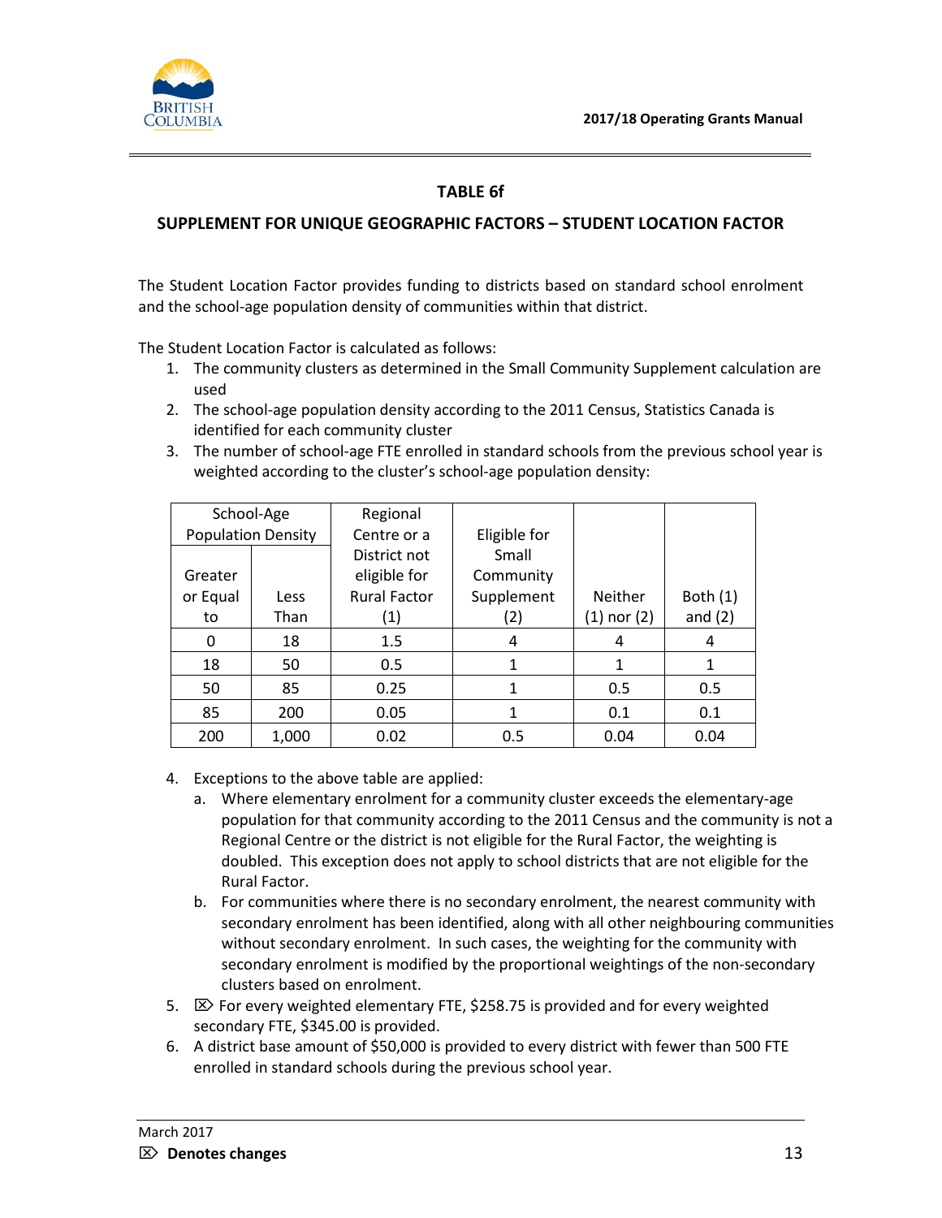## TABLE 6f

## SUPPLEMENT FOR UNIQUE GEOGRAPHIC FACTORS – STUDENT LOCATION FACTOR

The Student Location Factor provides funding to districts based on standard school enrolment and the school-age population density of communities within that district.

The Student Location Factor is calculated as follows:

1. The community clusters as determined in the Small Community Supplement calculation are used
2. The school-age population density according to the 2011 Census, Statistics Canada is identified for each community cluster
3. The number of school-age FTE enrolled in standard schools from the previous school year is weighted according to the cluster's school-age population density:

| School-Age Population Density | | Regional Centre or a District not eligible for Rural Factor (1) | Eligible for Small Community Supplement (2) | Neither (1) nor (2) | Both (1) and (2) |
|---|---|---|---|---|---|
| Greater or Equal to | Less Than | | | | |
| 0 | 18 | 1.5 | 4 | 4 | 4 |
| 18 | 50 | 0.5 | 1 | 1 | 1 |
| 50 | 85 | 0.25 | 1 | 0.5 | 0.5 |
| 85 | 200 | 0.05 | 1 | 0.1 | 0.1 |
| 200 | 1,000 | 0.02 | 0.5 | 0.04 | 0.04 |

4. Exceptions to the above table are applied:
   a. Where elementary enrolment for a community cluster exceeds the elementary-age population for that community according to the 2011 Census and the community is not a Regional Centre or the district is not eligible for the Rural Factor, the weighting is doubled. This exception does not apply to school districts that are not eligible for the Rural Factor.
   b. For communities where there is no secondary enrolment, the nearest community with secondary enrolment has been identified, along with all other neighbouring communities without secondary enrolment. In such cases, the weighting for the community with secondary enrolment is modified by the proportional weightings of the non-secondary clusters based on enrolment.
5. ⌦ For every weighted elementary FTE, $258.75 is provided and for every weighted secondary FTE, $345.00 is provided.
6. A district base amount of $50,000 is provided to every district with fewer than 500 FTE enrolled in standard schools during the previous school year.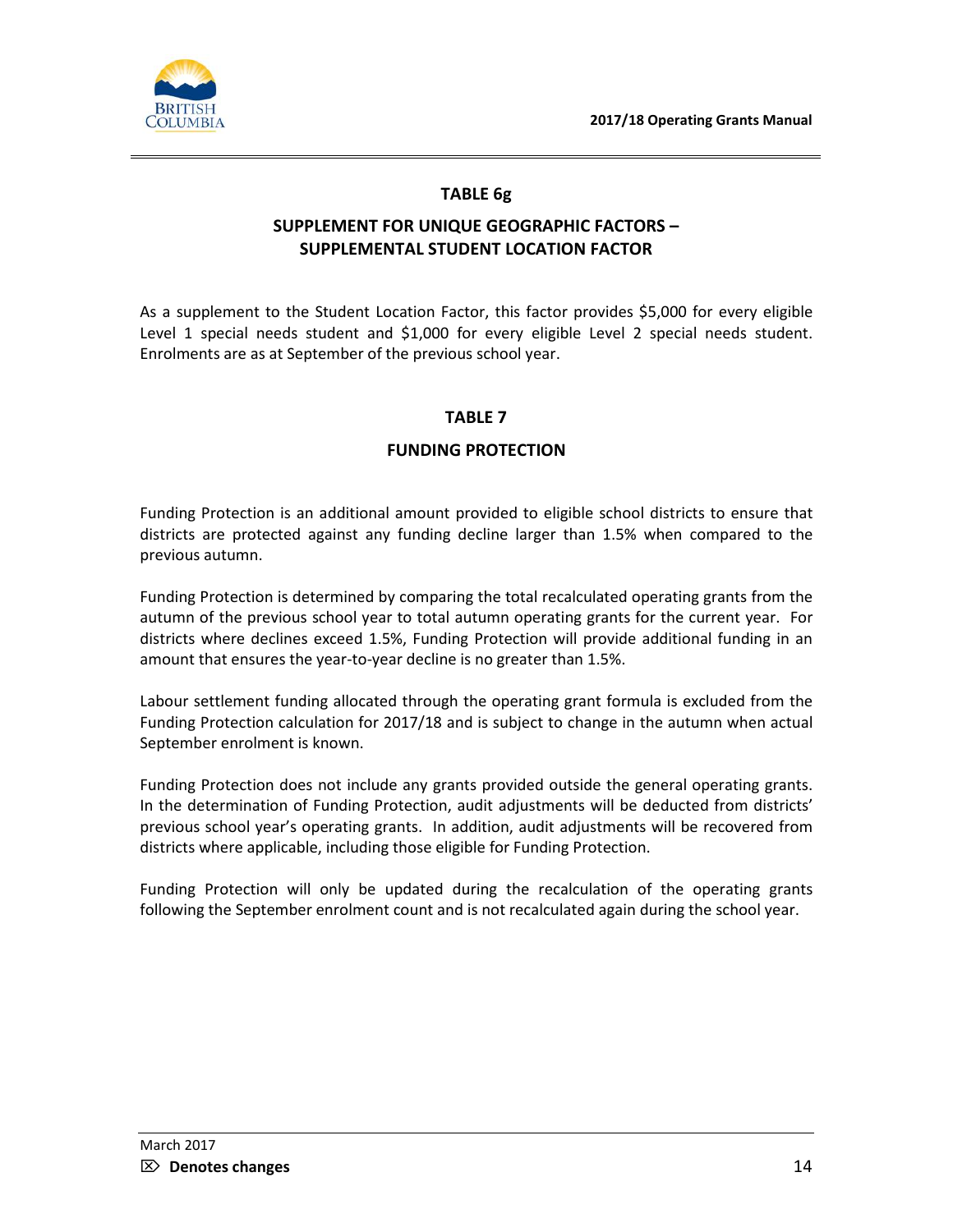## TABLE 6g

### SUPPLEMENT FOR UNIQUE GEOGRAPHIC FACTORS – SUPPLEMENTAL STUDENT LOCATION FACTOR

As a supplement to the Student Location Factor, this factor provides $5,000 for every eligible Level 1 special needs student and $1,000 for every eligible Level 2 special needs student. Enrolments are as at September of the previous school year.

## TABLE 7

### FUNDING PROTECTION

Funding Protection is an additional amount provided to eligible school districts to ensure that districts are protected against any funding decline larger than 1.5% when compared to the previous autumn.

Funding Protection is determined by comparing the total recalculated operating grants from the autumn of the previous school year to total autumn operating grants for the current year. For districts where declines exceed 1.5%, Funding Protection will provide additional funding in an amount that ensures the year-to-year decline is no greater than 1.5%.

Labour settlement funding allocated through the operating grant formula is excluded from the Funding Protection calculation for 2017/18 and is subject to change in the autumn when actual September enrolment is known.

Funding Protection does not include any grants provided outside the general operating grants. In the determination of Funding Protection, audit adjustments will be deducted from districts' previous school year's operating grants. In addition, audit adjustments will be recovered from districts where applicable, including those eligible for Funding Protection.

Funding Protection will only be updated during the recalculation of the operating grants following the September enrolment count and is not recalculated again during the school year.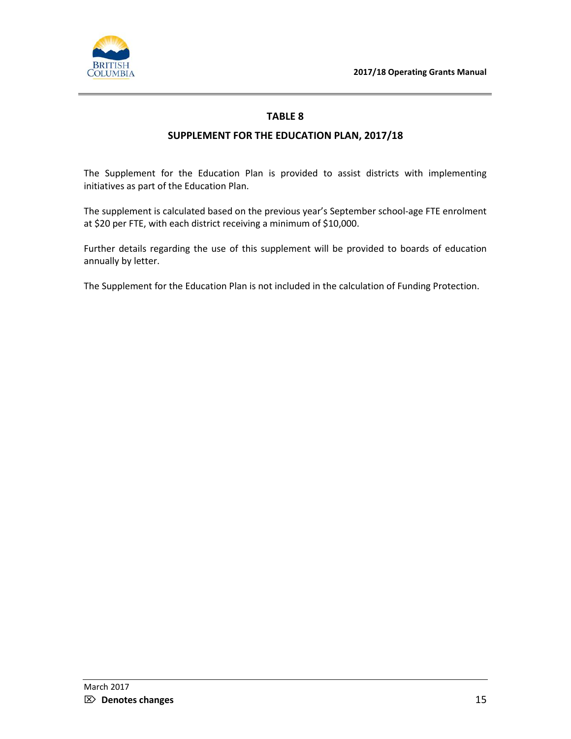# TABLE 8

## SUPPLEMENT FOR THE EDUCATION PLAN, 2017/18

The Supplement for the Education Plan is provided to assist districts with implementing initiatives as part of the Education Plan.

The supplement is calculated based on the previous year's September school-age FTE enrolment at $20 per FTE, with each district receiving a minimum of $10,000.

Further details regarding the use of this supplement will be provided to boards of education annually by letter.

The Supplement for the Education Plan is not included in the calculation of Funding Protection.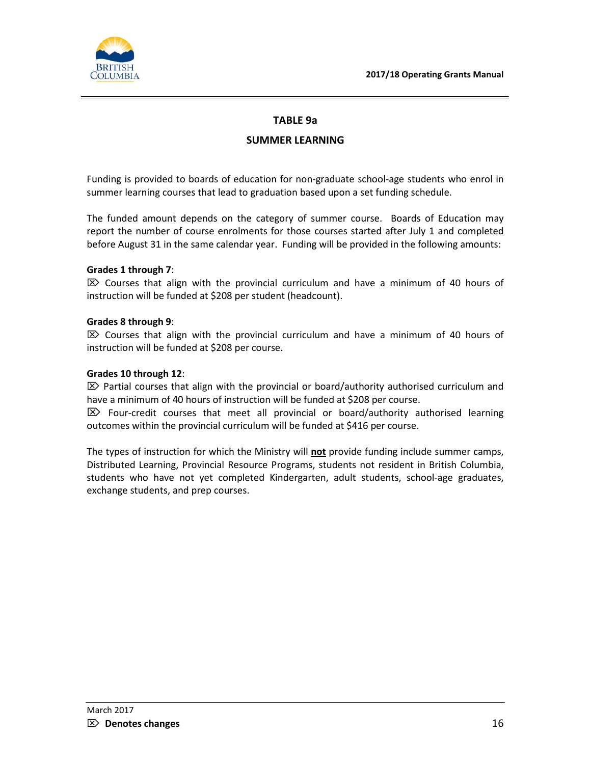## TABLE 9a

## SUMMER LEARNING

Funding is provided to boards of education for non-graduate school-age students who enrol in summer learning courses that lead to graduation based upon a set funding schedule.

The funded amount depends on the category of summer course. Boards of Education may report the number of course enrolments for those courses started after July 1 and completed before August 31 in the same calendar year. Funding will be provided in the following amounts:

**Grades 1 through 7**:
⌦ Courses that align with the provincial curriculum and have a minimum of 40 hours of instruction will be funded at $208 per student (headcount).

**Grades 8 through 9**:
⌦ Courses that align with the provincial curriculum and have a minimum of 40 hours of instruction will be funded at $208 per course.

**Grades 10 through 12**:
⌦ Partial courses that align with the provincial or board/authority authorised curriculum and have a minimum of 40 hours of instruction will be funded at $208 per course.
⌦ Four-credit courses that meet all provincial or board/authority authorised learning outcomes within the provincial curriculum will be funded at $416 per course.

The types of instruction for which the Ministry will **not** provide funding include summer camps, Distributed Learning, Provincial Resource Programs, students not resident in British Columbia, students who have not yet completed Kindergarten, adult students, school-age graduates, exchange students, and prep courses.

March 2017
⌦ **Denotes changes**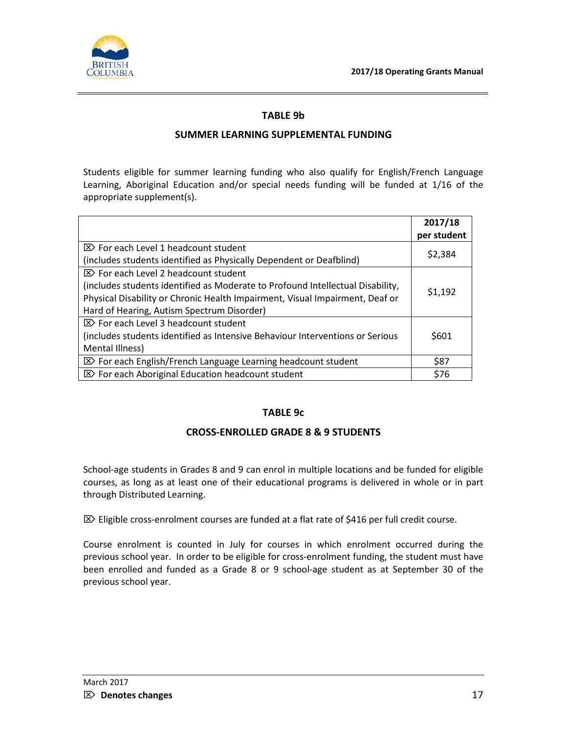## TABLE 9b

## SUMMER LEARNING SUPPLEMENTAL FUNDING

Students eligible for summer learning funding who also qualify for English/French Language Learning, Aboriginal Education and/or special needs funding will be funded at 1/16 of the appropriate supplement(s).

| | 2017/18 per student |
|---|---|
| ⌦ For each Level 1 headcount student (includes students identified as Physically Dependent or Deafblind) | $2,384 |
| ⌦ For each Level 2 headcount student (includes students identified as Moderate to Profound Intellectual Disability, Physical Disability or Chronic Health Impairment, Visual Impairment, Deaf or Hard of Hearing, Autism Spectrum Disorder) | $1,192 |
| ⌦ For each Level 3 headcount student (includes students identified as Intensive Behaviour Interventions or Serious Mental Illness) | $601 |
| ⌦ For each English/French Language Learning headcount student | $87 |
| ⌦ For each Aboriginal Education headcount student | $76 |

## TABLE 9c

## CROSS-ENROLLED GRADE 8 & 9 STUDENTS

School-age students in Grades 8 and 9 can enrol in multiple locations and be funded for eligible courses, as long as at least one of their educational programs is delivered in whole or in part through Distributed Learning.

⌦ Eligible cross-enrolment courses are funded at a flat rate of $416 per full credit course.

Course enrolment is counted in July for courses in which enrolment occurred during the previous school year. In order to be eligible for cross-enrolment funding, the student must have been enrolled and funded as a Grade 8 or 9 school-age student as at September 30 of the previous school year.

March 2017

⌦ **Denotes changes**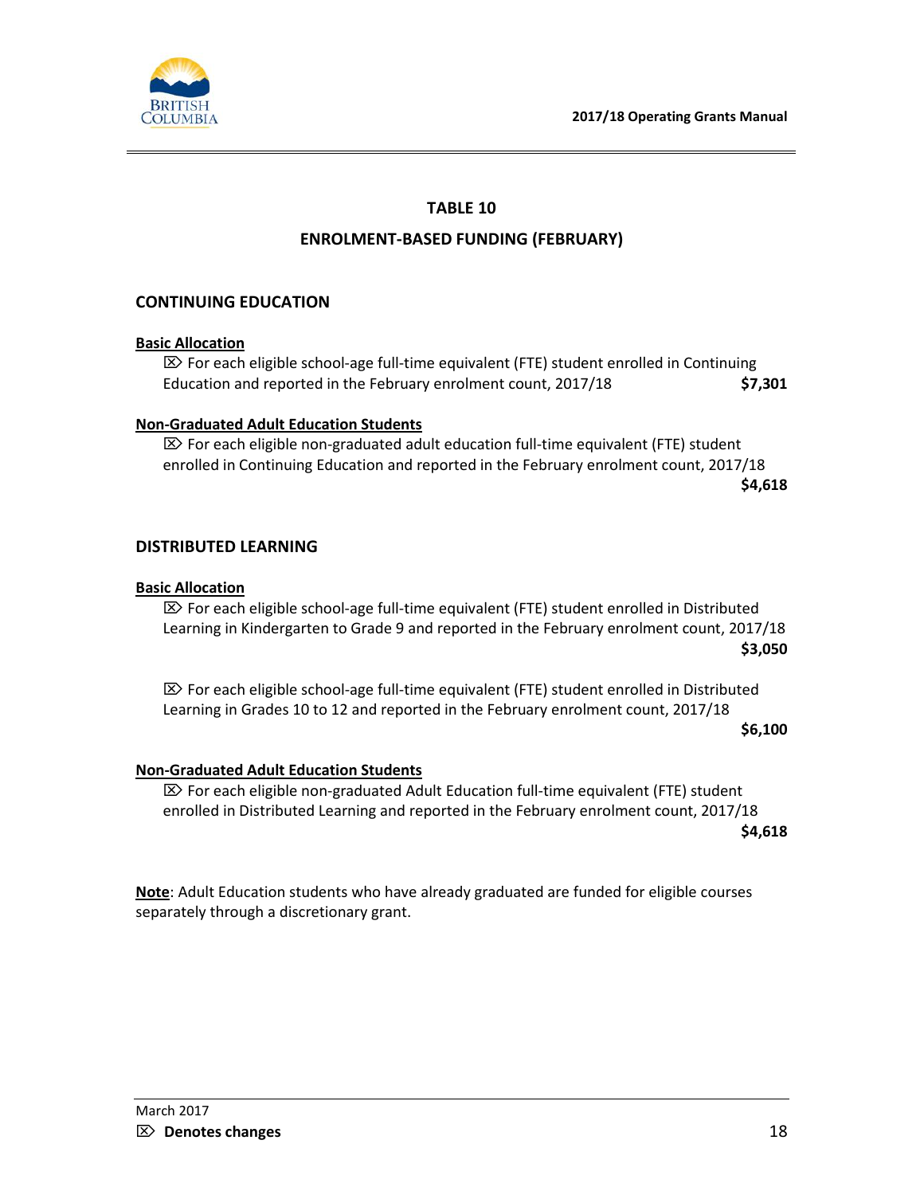# TABLE 10

## ENROLMENT-BASED FUNDING (FEBRUARY)

### CONTINUING EDUCATION

**Basic Allocation**

⌦ For each eligible school-age full-time equivalent (FTE) student enrolled in Continuing Education and reported in the February enrolment count, 2017/18 **$7,301**

**Non-Graduated Adult Education Students**

⌦ For each eligible non-graduated adult education full-time equivalent (FTE) student enrolled in Continuing Education and reported in the February enrolment count, 2017/18 **$4,618**

### DISTRIBUTED LEARNING

**Basic Allocation**

⌦ For each eligible school-age full-time equivalent (FTE) student enrolled in Distributed Learning in Kindergarten to Grade 9 and reported in the February enrolment count, 2017/18 **$3,050**

⌦ For each eligible school-age full-time equivalent (FTE) student enrolled in Distributed Learning in Grades 10 to 12 and reported in the February enrolment count, 2017/18 **$6,100**

**Non-Graduated Adult Education Students**

⌦ For each eligible non-graduated Adult Education full-time equivalent (FTE) student enrolled in Distributed Learning and reported in the February enrolment count, 2017/18 **$4,618**

**Note**: Adult Education students who have already graduated are funded for eligible courses separately through a discretionary grant.

March 2017

⌦ **Denotes changes**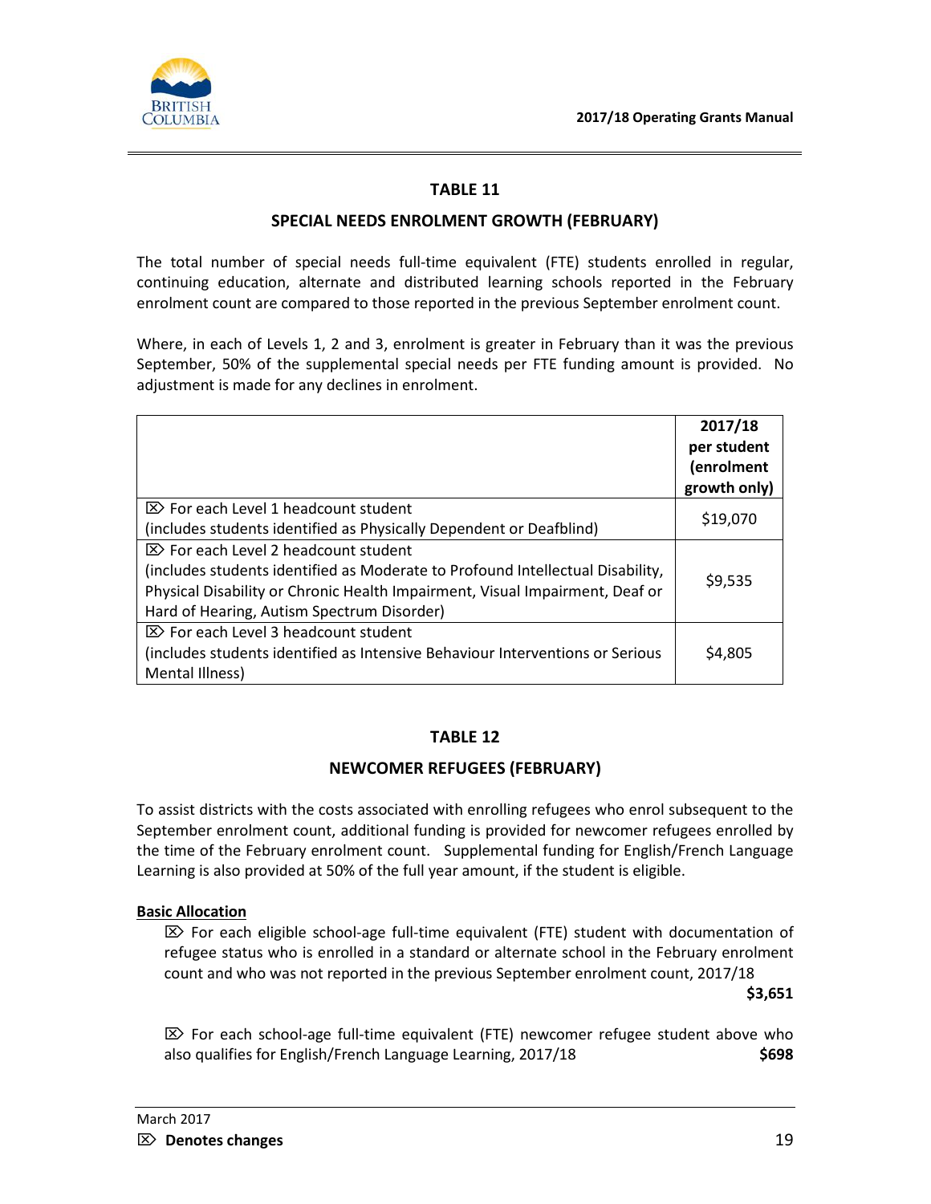## TABLE 11

### SPECIAL NEEDS ENROLMENT GROWTH (FEBRUARY)

The total number of special needs full-time equivalent (FTE) students enrolled in regular, continuing education, alternate and distributed learning schools reported in the February enrolment count are compared to those reported in the previous September enrolment count.

Where, in each of Levels 1, 2 and 3, enrolment is greater in February than it was the previous September, 50% of the supplemental special needs per FTE funding amount is provided. No adjustment is made for any declines in enrolment.

| | 2017/18 per student (enrolment growth only) |
|---|---|
| ⌦ For each Level 1 headcount student (includes students identified as Physically Dependent or Deafblind) | $19,070 |
| ⌦ For each Level 2 headcount student (includes students identified as Moderate to Profound Intellectual Disability, Physical Disability or Chronic Health Impairment, Visual Impairment, Deaf or Hard of Hearing, Autism Spectrum Disorder) | $9,535 |
| ⌦ For each Level 3 headcount student (includes students identified as Intensive Behaviour Interventions or Serious Mental Illness) | $4,805 |

## TABLE 12

### NEWCOMER REFUGEES (FEBRUARY)

To assist districts with the costs associated with enrolling refugees who enrol subsequent to the September enrolment count, additional funding is provided for newcomer refugees enrolled by the time of the February enrolment count. Supplemental funding for English/French Language Learning is also provided at 50% of the full year amount, if the student is eligible.

**Basic Allocation**

⌦ For each eligible school-age full-time equivalent (FTE) student with documentation of refugee status who is enrolled in a standard or alternate school in the February enrolment count and who was not reported in the previous September enrolment count, 2017/18 **$3,651**

⌦ For each school-age full-time equivalent (FTE) newcomer refugee student above who also qualifies for English/French Language Learning, 2017/18 **$698**

March 2017

⌦ **Denotes changes**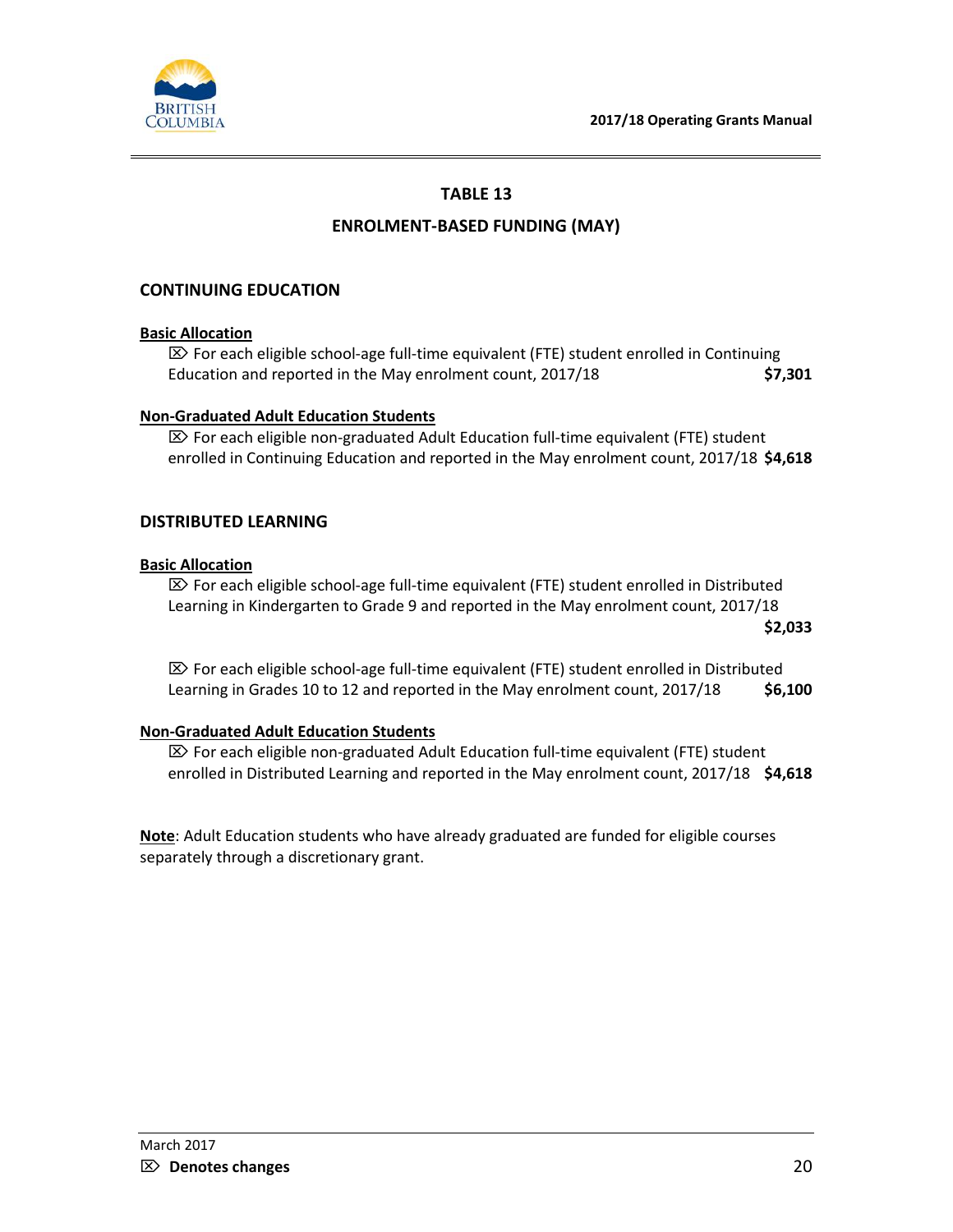# TABLE 13

## ENROLMENT-BASED FUNDING (MAY)

### CONTINUING EDUCATION

**Basic Allocation**

⌦ For each eligible school-age full-time equivalent (FTE) student enrolled in Continuing Education and reported in the May enrolment count, 2017/18 **$7,301**

**Non-Graduated Adult Education Students**

⌦ For each eligible non-graduated Adult Education full-time equivalent (FTE) student enrolled in Continuing Education and reported in the May enrolment count, 2017/18 **$4,618**

### DISTRIBUTED LEARNING

**Basic Allocation**

⌦ For each eligible school-age full-time equivalent (FTE) student enrolled in Distributed Learning in Kindergarten to Grade 9 and reported in the May enrolment count, 2017/18 **$2,033**

⌦ For each eligible school-age full-time equivalent (FTE) student enrolled in Distributed Learning in Grades 10 to 12 and reported in the May enrolment count, 2017/18 **$6,100**

**Non-Graduated Adult Education Students**

⌦ For each eligible non-graduated Adult Education full-time equivalent (FTE) student enrolled in Distributed Learning and reported in the May enrolment count, 2017/18 **$4,618**

**Note**: Adult Education students who have already graduated are funded for eligible courses separately through a discretionary grant.

March 2017

⌦ **Denotes changes**